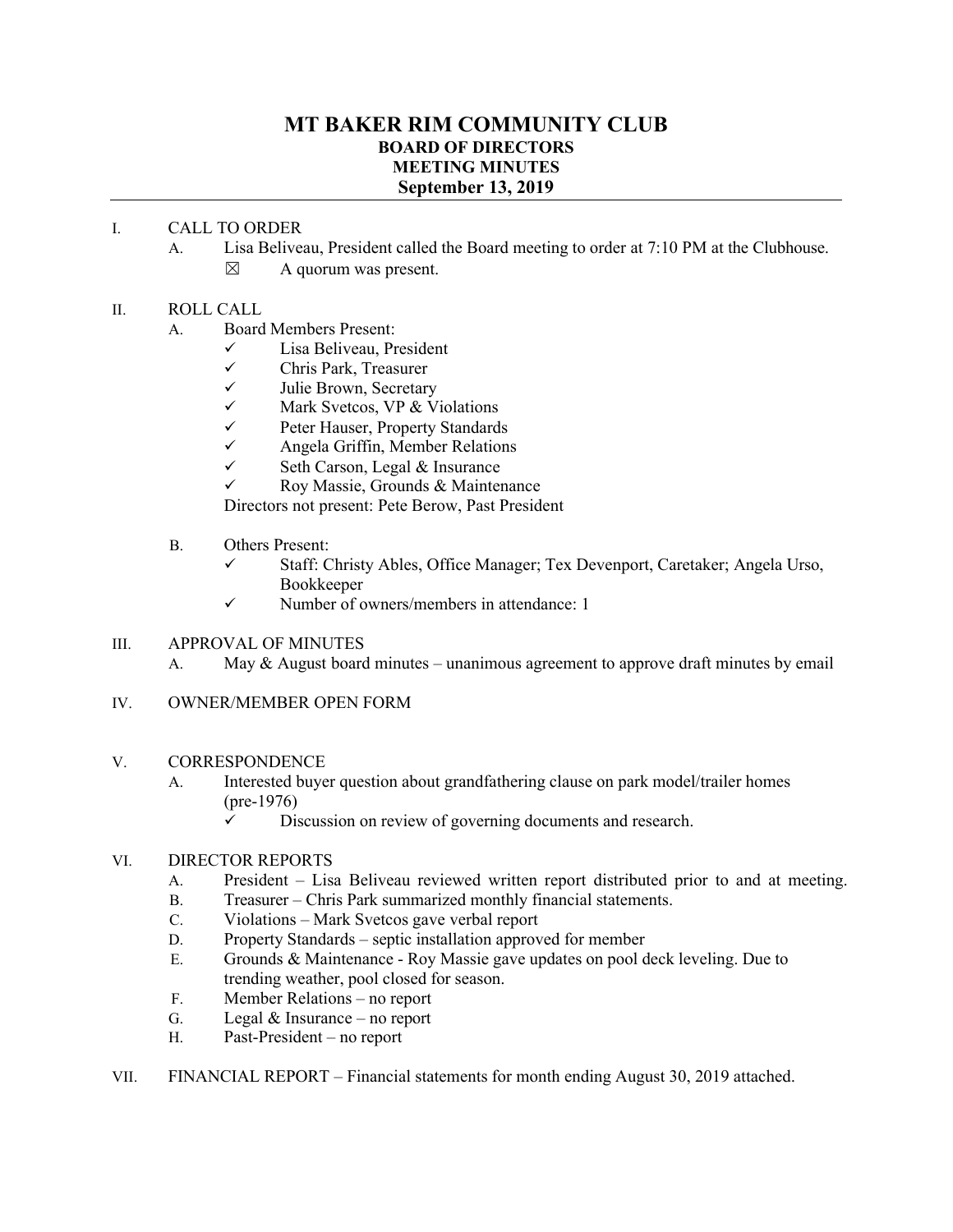# MT BAKER RIM COMMUNITY CLUB
## BOARD OF DIRECTORS
## MEETING MINUTES
## September 13, 2019

I. CALL TO ORDER
   - A. Lisa Beliveau, President called the Board meeting to order at 7:10 PM at the Clubhouse.
     - ☒ A quorum was present.

II. ROLL CALL
   - A. Board Members Present:
     - ✓ Lisa Beliveau, President
     - ✓ Chris Park, Treasurer
     - ✓ Julie Brown, Secretary
     - ✓ Mark Svetcos, VP & Violations
     - ✓ Peter Hauser, Property Standards
     - ✓ Angela Griffin, Member Relations
     - ✓ Seth Carson, Legal & Insurance
     - ✓ Roy Massie, Grounds & Maintenance

     Directors not present: Pete Berow, Past President
   - B. Others Present:
     - ✓ Staff: Christy Ables, Office Manager; Tex Devenport, Caretaker; Angela Urso, Bookkeeper
     - ✓ Number of owners/members in attendance: 1

III. APPROVAL OF MINUTES
   - A. May & August board minutes – unanimous agreement to approve draft minutes by email

IV. OWNER/MEMBER OPEN FORM

V. CORRESPONDENCE
   - A. Interested buyer question about grandfathering clause on park model/trailer homes (pre-1976)
     - ✓ Discussion on review of governing documents and research.

VI. DIRECTOR REPORTS
   - A. President – Lisa Beliveau reviewed written report distributed prior to and at meeting.
   - B. Treasurer – Chris Park summarized monthly financial statements.
   - C. Violations – Mark Svetcos gave verbal report
   - D. Property Standards – septic installation approved for member
   - E. Grounds & Maintenance - Roy Massie gave updates on pool deck leveling. Due to trending weather, pool closed for season.
   - F. Member Relations – no report
   - G. Legal & Insurance – no report
   - H. Past-President – no report

VII. FINANCIAL REPORT – Financial statements for month ending August 30, 2019 attached.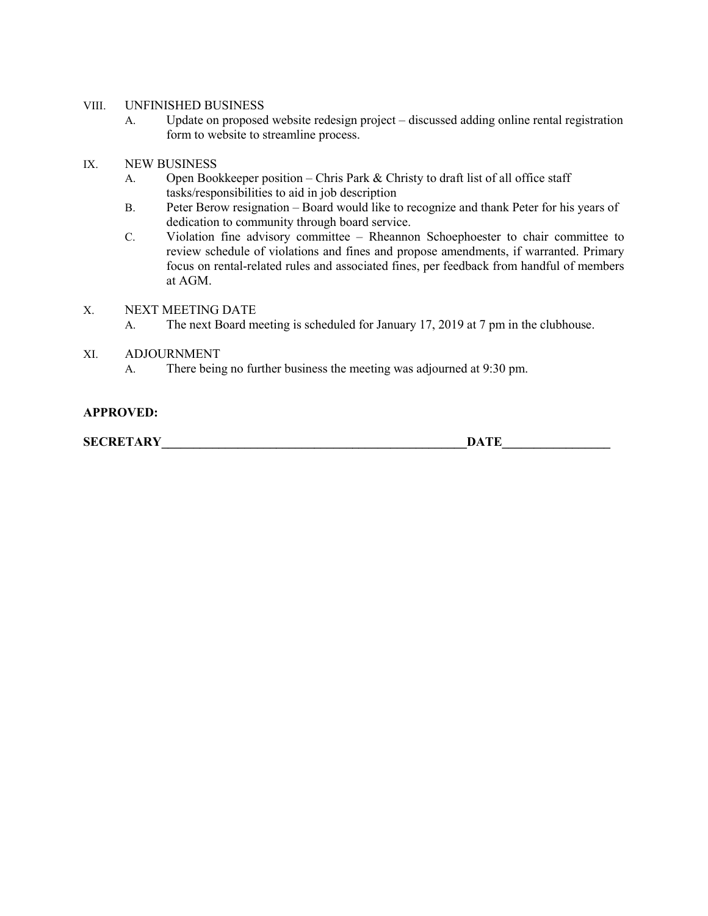VIII. UNFINISHED BUSINESS

A. Update on proposed website redesign project – discussed adding online rental registration form to website to streamline process.

IX. NEW BUSINESS

A. Open Bookkeeper position – Chris Park & Christy to draft list of all office staff tasks/responsibilities to aid in job description

B. Peter Berow resignation – Board would like to recognize and thank Peter for his years of dedication to community through board service.

C. Violation fine advisory committee – Rheannon Schoephoester to chair committee to review schedule of violations and fines and propose amendments, if warranted. Primary focus on rental-related rules and associated fines, per feedback from handful of members at AGM.

X. NEXT MEETING DATE

A. The next Board meeting is scheduled for January 17, 2019 at 7 pm in the clubhouse.

XI. ADJOURNMENT

A. There being no further business the meeting was adjourned at 9:30 pm.

**APPROVED:**

**SECRETARY**__________________________________________________**DATE**_________________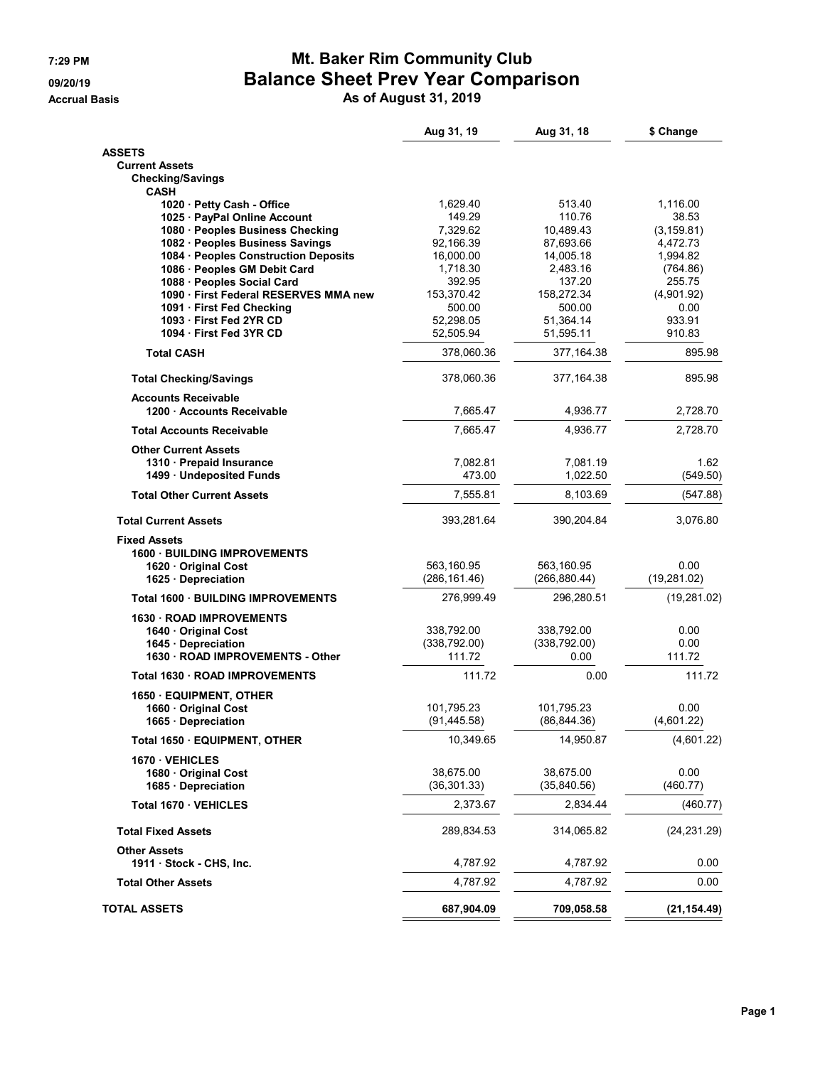# Mt. Baker Rim Community Club
## Balance Sheet Prev Year Comparison
### As of August 31, 2019

7:29 PM
09/20/19
Accrual Basis

| | Aug 31, 19 | Aug 31, 18 | $ Change |
|---|---|---|---|
| **ASSETS** | | | |
| **Current Assets** | | | |
| **Checking/Savings** | | | |
| **CASH** | | | |
| **1020 · Petty Cash - Office** | 1,629.40 | 513.40 | 1,116.00 |
| **1025 · PayPal Online Account** | 149.29 | 110.76 | 38.53 |
| **1080 · Peoples Business Checking** | 7,329.62 | 10,489.43 | (3,159.81) |
| **1082 · Peoples Business Savings** | 92,166.39 | 87,693.66 | 4,472.73 |
| **1084 · Peoples Construction Deposits** | 16,000.00 | 14,005.18 | 1,994.82 |
| **1086 · Peoples GM Debit Card** | 1,718.30 | 2,483.16 | (764.86) |
| **1088 · Peoples Social Card** | 392.95 | 137.20 | 255.75 |
| **1090 · First Federal RESERVES MMA new** | 153,370.42 | 158,272.34 | (4,901.92) |
| **1091 · First Fed Checking** | 500.00 | 500.00 | 0.00 |
| **1093 · First Fed 2YR CD** | 52,298.05 | 51,364.14 | 933.91 |
| **1094 · First Fed 3YR CD** | 52,505.94 | 51,595.11 | 910.83 |
| **Total CASH** | 378,060.36 | 377,164.38 | 895.98 |
| **Total Checking/Savings** | 378,060.36 | 377,164.38 | 895.98 |
| **Accounts Receivable** | | | |
| **1200 · Accounts Receivable** | 7,665.47 | 4,936.77 | 2,728.70 |
| **Total Accounts Receivable** | 7,665.47 | 4,936.77 | 2,728.70 |
| **Other Current Assets** | | | |
| **1310 · Prepaid Insurance** | 7,082.81 | 7,081.19 | 1.62 |
| **1499 · Undeposited Funds** | 473.00 | 1,022.50 | (549.50) |
| **Total Other Current Assets** | 7,555.81 | 8,103.69 | (547.88) |
| **Total Current Assets** | 393,281.64 | 390,204.84 | 3,076.80 |
| **Fixed Assets** | | | |
| **1600 · BUILDING IMPROVEMENTS** | | | |
| **1620 · Original Cost** | 563,160.95 | 563,160.95 | 0.00 |
| **1625 · Depreciation** | (286,161.46) | (266,880.44) | (19,281.02) |
| **Total 1600 · BUILDING IMPROVEMENTS** | 276,999.49 | 296,280.51 | (19,281.02) |
| **1630 · ROAD IMPROVEMENTS** | | | |
| **1640 · Original Cost** | 338,792.00 | 338,792.00 | 0.00 |
| **1645 · Depreciation** | (338,792.00) | (338,792.00) | 0.00 |
| **1630 · ROAD IMPROVEMENTS - Other** | 111.72 | 0.00 | 111.72 |
| **Total 1630 · ROAD IMPROVEMENTS** | 111.72 | 0.00 | 111.72 |
| **1650 · EQUIPMENT, OTHER** | | | |
| **1660 · Original Cost** | 101,795.23 | 101,795.23 | 0.00 |
| **1665 · Depreciation** | (91,445.58) | (86,844.36) | (4,601.22) |
| **Total 1650 · EQUIPMENT, OTHER** | 10,349.65 | 14,950.87 | (4,601.22) |
| **1670 · VEHICLES** | | | |
| **1680 · Original Cost** | 38,675.00 | 38,675.00 | 0.00 |
| **1685 · Depreciation** | (36,301.33) | (35,840.56) | (460.77) |
| **Total 1670 · VEHICLES** | 2,373.67 | 2,834.44 | (460.77) |
| **Total Fixed Assets** | 289,834.53 | 314,065.82 | (24,231.29) |
| **Other Assets** | | | |
| **1911 · Stock - CHS, Inc.** | 4,787.92 | 4,787.92 | 0.00 |
| **Total Other Assets** | 4,787.92 | 4,787.92 | 0.00 |
| **TOTAL ASSETS** | **687,904.09** | **709,058.58** | **(21,154.49)** |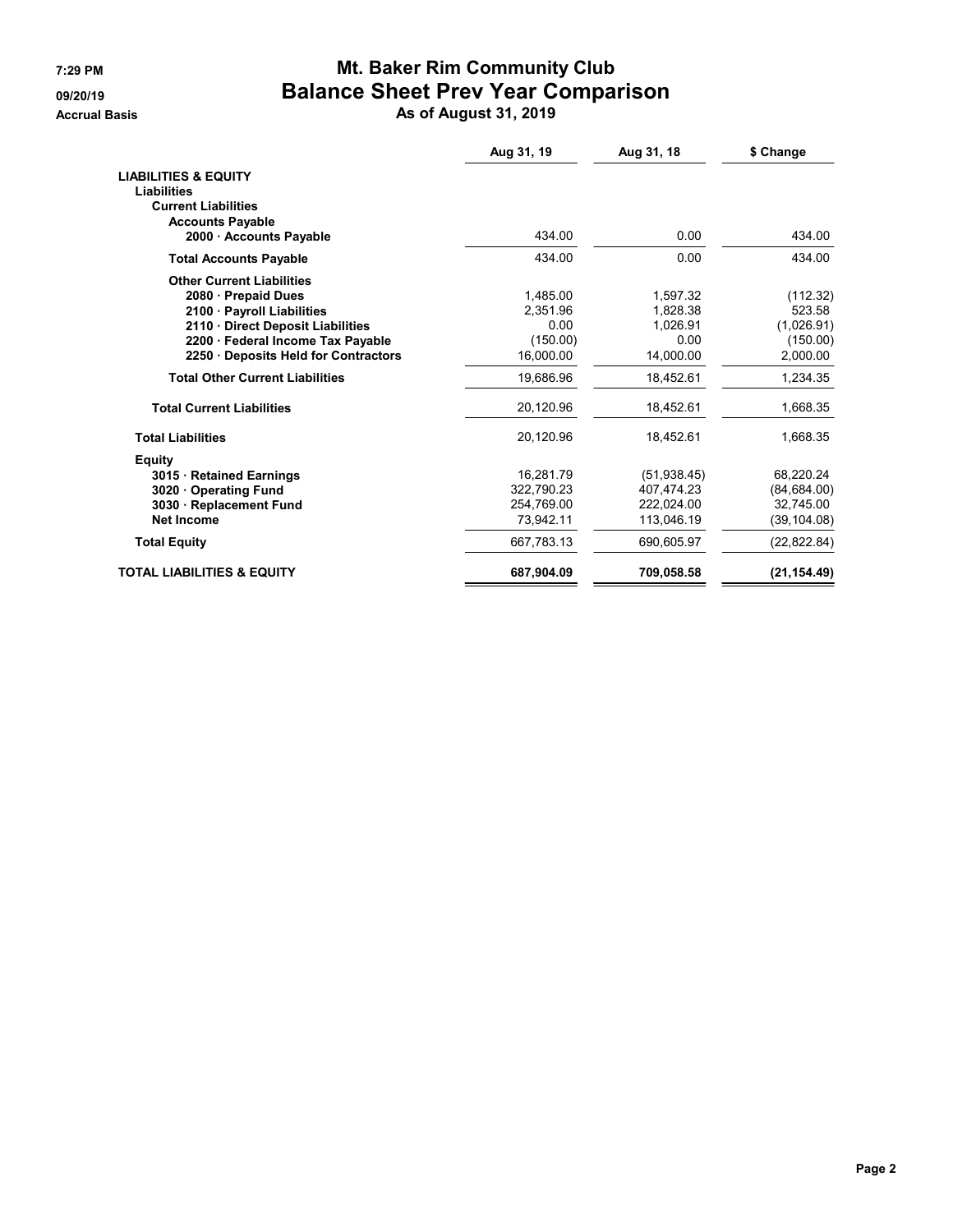7:29 PM
09/20/19
Accrual Basis

# Mt. Baker Rim Community Club
## Balance Sheet Prev Year Comparison
### As of August 31, 2019

| | Aug 31, 19 | Aug 31, 18 | $ Change |
|---|---|---|---|
| **LIABILITIES & EQUITY** | | | |
| **Liabilities** | | | |
| **Current Liabilities** | | | |
| **Accounts Payable** | | | |
| **2000 · Accounts Payable** | 434.00 | 0.00 | 434.00 |
| **Total Accounts Payable** | 434.00 | 0.00 | 434.00 |
| **Other Current Liabilities** | | | |
| **2080 · Prepaid Dues** | 1,485.00 | 1,597.32 | (112.32) |
| **2100 · Payroll Liabilities** | 2,351.96 | 1,828.38 | 523.58 |
| **2110 · Direct Deposit Liabilities** | 0.00 | 1,026.91 | (1,026.91) |
| **2200 · Federal Income Tax Payable** | (150.00) | 0.00 | (150.00) |
| **2250 · Deposits Held for Contractors** | 16,000.00 | 14,000.00 | 2,000.00 |
| **Total Other Current Liabilities** | 19,686.96 | 18,452.61 | 1,234.35 |
| **Total Current Liabilities** | 20,120.96 | 18,452.61 | 1,668.35 |
| **Total Liabilities** | 20,120.96 | 18,452.61 | 1,668.35 |
| **Equity** | | | |
| **3015 · Retained Earnings** | 16,281.79 | (51,938.45) | 68,220.24 |
| **3020 · Operating Fund** | 322,790.23 | 407,474.23 | (84,684.00) |
| **3030 · Replacement Fund** | 254,769.00 | 222,024.00 | 32,745.00 |
| **Net Income** | 73,942.11 | 113,046.19 | (39,104.08) |
| **Total Equity** | 667,783.13 | 690,605.97 | (22,822.84) |
| **TOTAL LIABILITIES & EQUITY** | **687,904.09** | **709,058.58** | **(21,154.49)** |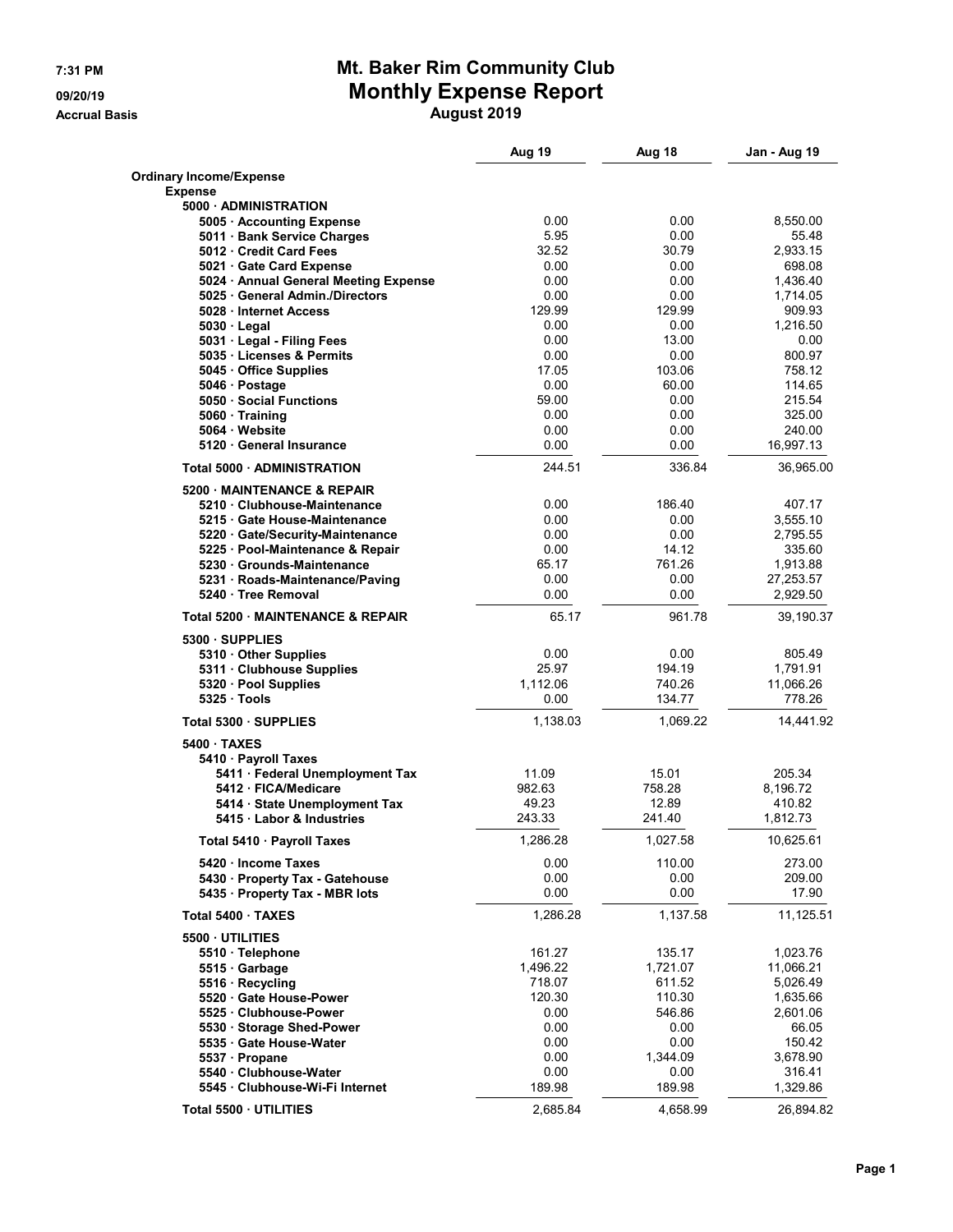# Mt. Baker Rim Community Club

## Monthly Expense Report

### August 2019

7:31 PM
09/20/19
Accrual Basis

| | Aug 19 | Aug 18 | Jan - Aug 19 |
|---|---|---|---|
| **Ordinary Income/Expense** | | | |
| **Expense** | | | |
| **5000 · ADMINISTRATION** | | | |
| 5005 · Accounting Expense | 0.00 | 0.00 | 8,550.00 |
| 5011 · Bank Service Charges | 5.95 | 0.00 | 55.48 |
| 5012 · Credit Card Fees | 32.52 | 30.79 | 2,933.15 |
| 5021 · Gate Card Expense | 0.00 | 0.00 | 698.08 |
| 5024 · Annual General Meeting Expense | 0.00 | 0.00 | 1,436.40 |
| 5025 · General Admin./Directors | 0.00 | 0.00 | 1,714.05 |
| 5028 · Internet Access | 129.99 | 129.99 | 909.93 |
| 5030 · Legal | 0.00 | 0.00 | 1,216.50 |
| 5031 · Legal - Filing Fees | 0.00 | 13.00 | 0.00 |
| 5035 · Licenses & Permits | 0.00 | 0.00 | 800.97 |
| 5045 · Office Supplies | 17.05 | 103.06 | 758.12 |
| 5046 · Postage | 0.00 | 60.00 | 114.65 |
| 5050 · Social Functions | 59.00 | 0.00 | 215.54 |
| 5060 · Training | 0.00 | 0.00 | 325.00 |
| 5064 · Website | 0.00 | 0.00 | 240.00 |
| 5120 · General Insurance | 0.00 | 0.00 | 16,997.13 |
| **Total 5000 · ADMINISTRATION** | 244.51 | 336.84 | 36,965.00 |
| **5200 · MAINTENANCE & REPAIR** | | | |
| 5210 · Clubhouse-Maintenance | 0.00 | 186.40 | 407.17 |
| 5215 · Gate House-Maintenance | 0.00 | 0.00 | 3,555.10 |
| 5220 · Gate/Security-Maintenance | 0.00 | 0.00 | 2,795.55 |
| 5225 · Pool-Maintenance & Repair | 0.00 | 14.12 | 335.60 |
| 5230 · Grounds-Maintenance | 65.17 | 761.26 | 1,913.88 |
| 5231 · Roads-Maintenance/Paving | 0.00 | 0.00 | 27,253.57 |
| 5240 · Tree Removal | 0.00 | 0.00 | 2,929.50 |
| **Total 5200 · MAINTENANCE & REPAIR** | 65.17 | 961.78 | 39,190.37 |
| **5300 · SUPPLIES** | | | |
| 5310 · Other Supplies | 0.00 | 0.00 | 805.49 |
| 5311 · Clubhouse Supplies | 25.97 | 194.19 | 1,791.91 |
| 5320 · Pool Supplies | 1,112.06 | 740.26 | 11,066.26 |
| 5325 · Tools | 0.00 | 134.77 | 778.26 |
| **Total 5300 · SUPPLIES** | 1,138.03 | 1,069.22 | 14,441.92 |
| **5400 · TAXES** | | | |
| 5410 · Payroll Taxes | | | |
| 5411 · Federal Unemployment Tax | 11.09 | 15.01 | 205.34 |
| 5412 · FICA/Medicare | 982.63 | 758.28 | 8,196.72 |
| 5414 · State Unemployment Tax | 49.23 | 12.89 | 410.82 |
| 5415 · Labor & Industries | 243.33 | 241.40 | 1,812.73 |
| **Total 5410 · Payroll Taxes** | 1,286.28 | 1,027.58 | 10,625.61 |
| 5420 · Income Taxes | 0.00 | 110.00 | 273.00 |
| 5430 · Property Tax - Gatehouse | 0.00 | 0.00 | 209.00 |
| 5435 · Property Tax - MBR lots | 0.00 | 0.00 | 17.90 |
| **Total 5400 · TAXES** | 1,286.28 | 1,137.58 | 11,125.51 |
| **5500 · UTILITIES** | | | |
| 5510 · Telephone | 161.27 | 135.17 | 1,023.76 |
| 5515 · Garbage | 1,496.22 | 1,721.07 | 11,066.21 |
| 5516 · Recycling | 718.07 | 611.52 | 5,026.49 |
| 5520 · Gate House-Power | 120.30 | 110.30 | 1,635.66 |
| 5525 · Clubhouse-Power | 0.00 | 546.86 | 2,601.06 |
| 5530 · Storage Shed-Power | 0.00 | 0.00 | 66.05 |
| 5535 · Gate House-Water | 0.00 | 0.00 | 150.42 |
| 5537 · Propane | 0.00 | 1,344.09 | 3,678.90 |
| 5540 · Clubhouse-Water | 0.00 | 0.00 | 316.41 |
| 5545 · Clubhouse-Wi-Fi Internet | 189.98 | 189.98 | 1,329.86 |
| **Total 5500 · UTILITIES** | 2,685.84 | 4,658.99 | 26,894.82 |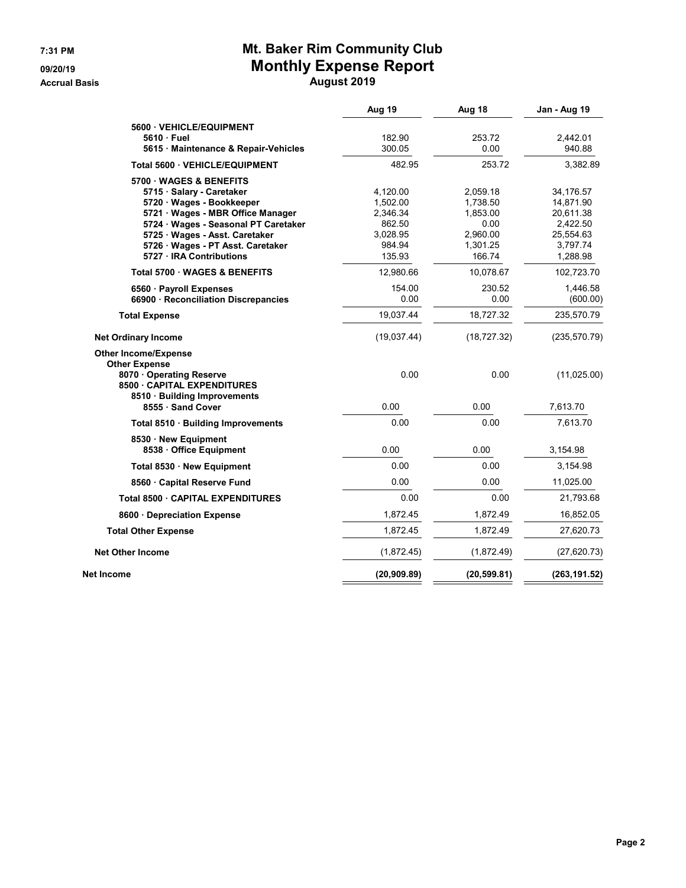# Mt. Baker Rim Community Club
## Monthly Expense Report
### August 2019

7:31 PM
09/20/19
Accrual Basis

| | Aug 19 | Aug 18 | Jan - Aug 19 |
|---|---|---|---|
| 5600 · VEHICLE/EQUIPMENT | | | |
| 5610 · Fuel | 182.90 | 253.72 | 2,442.01 |
| 5615 · Maintenance & Repair-Vehicles | 300.05 | 0.00 | 940.88 |
| **Total 5600 · VEHICLE/EQUIPMENT** | 482.95 | 253.72 | 3,382.89 |
| 5700 · WAGES & BENEFITS | | | |
| 5715 · Salary - Caretaker | 4,120.00 | 2,059.18 | 34,176.57 |
| 5720 · Wages - Bookkeeper | 1,502.00 | 1,738.50 | 14,871.90 |
| 5721 · Wages - MBR Office Manager | 2,346.34 | 1,853.00 | 20,611.38 |
| 5724 · Wages - Seasonal PT Caretaker | 862.50 | 0.00 | 2,422.50 |
| 5725 · Wages - Asst. Caretaker | 3,028.95 | 2,960.00 | 25,554.63 |
| 5726 · Wages - PT Asst. Caretaker | 984.94 | 1,301.25 | 3,797.74 |
| 5727 · IRA Contributions | 135.93 | 166.74 | 1,288.98 |
| **Total 5700 · WAGES & BENEFITS** | 12,980.66 | 10,078.67 | 102,723.70 |
| 6560 · Payroll Expenses | 154.00 | 230.52 | 1,446.58 |
| 66900 · Reconciliation Discrepancies | 0.00 | 0.00 | (600.00) |
| **Total Expense** | 19,037.44 | 18,727.32 | 235,570.79 |
| **Net Ordinary Income** | (19,037.44) | (18,727.32) | (235,570.79) |
| **Other Income/Expense** | | | |
| **Other Expense** | | | |
| 8070 · Operating Reserve | 0.00 | 0.00 | (11,025.00) |
| 8500 · CAPITAL EXPENDITURES | | | |
| 8510 · Building Improvements | | | |
| 8555 · Sand Cover | 0.00 | 0.00 | 7,613.70 |
| **Total 8510 · Building Improvements** | 0.00 | 0.00 | 7,613.70 |
| 8530 · New Equipment | | | |
| 8538 · Office Equipment | 0.00 | 0.00 | 3,154.98 |
| **Total 8530 · New Equipment** | 0.00 | 0.00 | 3,154.98 |
| 8560 · Capital Reserve Fund | 0.00 | 0.00 | 11,025.00 |
| **Total 8500 · CAPITAL EXPENDITURES** | 0.00 | 0.00 | 21,793.68 |
| 8600 · Depreciation Expense | 1,872.45 | 1,872.49 | 16,852.05 |
| **Total Other Expense** | 1,872.45 | 1,872.49 | 27,620.73 |
| **Net Other Income** | (1,872.45) | (1,872.49) | (27,620.73) |
| **Net Income** | **(20,909.89)** | **(20,599.81)** | **(263,191.52)** |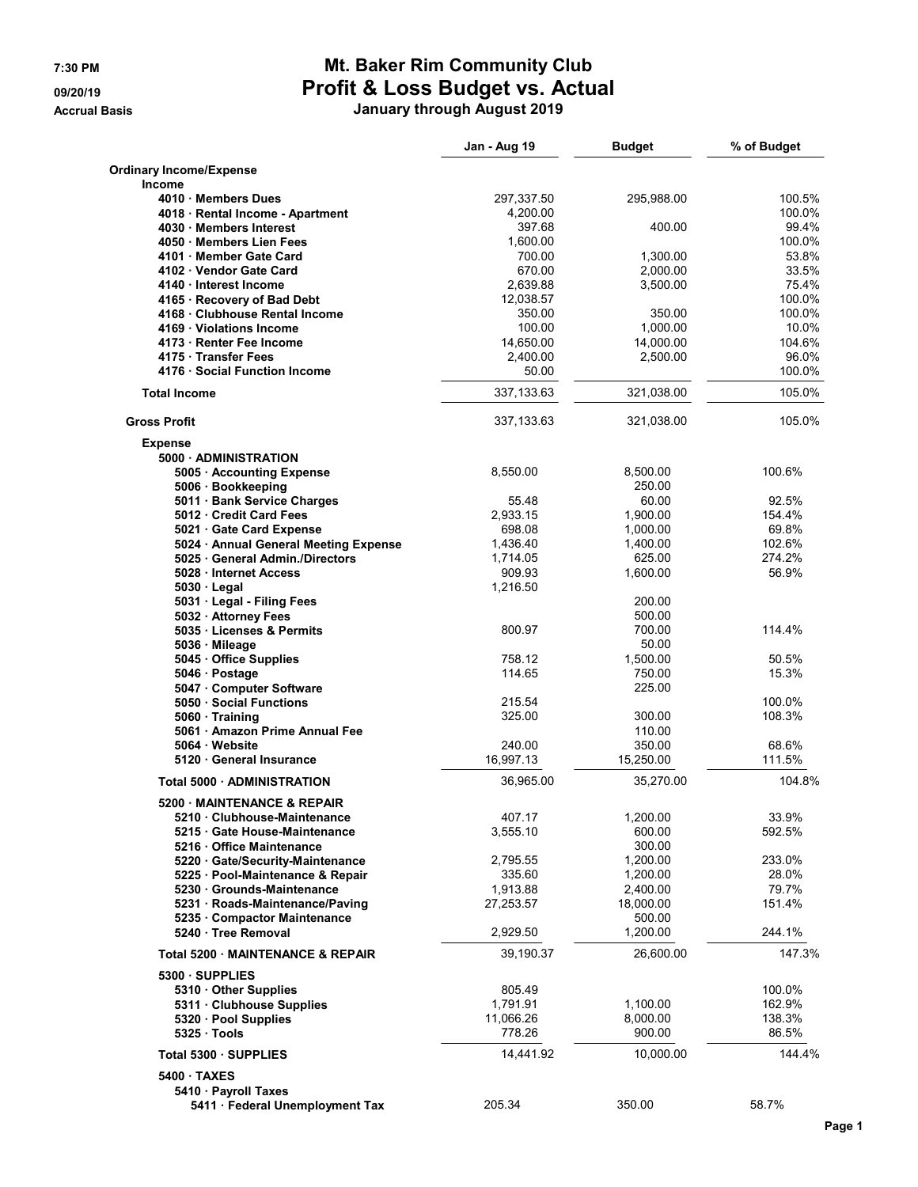# Mt. Baker Rim Community Club

## Profit & Loss Budget vs. Actual

### January through August 2019

7:30 PM
09/20/19
Accrual Basis

| | Jan - Aug 19 | Budget | % of Budget |
|---|---|---|---|
| **Ordinary Income/Expense** | | | |
| **Income** | | | |
| 4010 · Members Dues | 297,337.50 | 295,988.00 | 100.5% |
| 4018 · Rental Income - Apartment | 4,200.00 | | 100.0% |
| 4030 · Members Interest | 397.68 | 400.00 | 99.4% |
| 4050 · Members Lien Fees | 1,600.00 | | 100.0% |
| 4101 · Member Gate Card | 700.00 | 1,300.00 | 53.8% |
| 4102 · Vendor Gate Card | 670.00 | 2,000.00 | 33.5% |
| 4140 · Interest Income | 2,639.88 | 3,500.00 | 75.4% |
| 4165 · Recovery of Bad Debt | 12,038.57 | | 100.0% |
| 4168 · Clubhouse Rental Income | 350.00 | 350.00 | 100.0% |
| 4169 · Violations Income | 100.00 | 1,000.00 | 10.0% |
| 4173 · Renter Fee Income | 14,650.00 | 14,000.00 | 104.6% |
| 4175 · Transfer Fees | 2,400.00 | 2,500.00 | 96.0% |
| 4176 · Social Function Income | 50.00 | | 100.0% |
| **Total Income** | 337,133.63 | 321,038.00 | 105.0% |
| **Gross Profit** | 337,133.63 | 321,038.00 | 105.0% |
| **Expense** | | | |
| **5000 · ADMINISTRATION** | | | |
| 5005 · Accounting Expense | 8,550.00 | 8,500.00 | 100.6% |
| 5006 · Bookkeeping | | 250.00 | |
| 5011 · Bank Service Charges | 55.48 | 60.00 | 92.5% |
| 5012 · Credit Card Fees | 2,933.15 | 1,900.00 | 154.4% |
| 5021 · Gate Card Expense | 698.08 | 1,000.00 | 69.8% |
| 5024 · Annual General Meeting Expense | 1,436.40 | 1,400.00 | 102.6% |
| 5025 · General Admin./Directors | 1,714.05 | 625.00 | 274.2% |
| 5028 · Internet Access | 909.93 | 1,600.00 | 56.9% |
| 5030 · Legal | 1,216.50 | | |
| 5031 · Legal - Filing Fees | | 200.00 | |
| 5032 · Attorney Fees | | 500.00 | |
| 5035 · Licenses & Permits | 800.97 | 700.00 | 114.4% |
| 5036 · Mileage | | 50.00 | |
| 5045 · Office Supplies | 758.12 | 1,500.00 | 50.5% |
| 5046 · Postage | 114.65 | 750.00 | 15.3% |
| 5047 · Computer Software | | 225.00 | |
| 5050 · Social Functions | 215.54 | | 100.0% |
| 5060 · Training | 325.00 | 300.00 | 108.3% |
| 5061 · Amazon Prime Annual Fee | | 110.00 | |
| 5064 · Website | 240.00 | 350.00 | 68.6% |
| 5120 · General Insurance | 16,997.13 | 15,250.00 | 111.5% |
| **Total 5000 · ADMINISTRATION** | 36,965.00 | 35,270.00 | 104.8% |
| **5200 · MAINTENANCE & REPAIR** | | | |
| 5210 · Clubhouse-Maintenance | 407.17 | 1,200.00 | 33.9% |
| 5215 · Gate House-Maintenance | 3,555.10 | 600.00 | 592.5% |
| 5216 · Office Maintenance | | 300.00 | |
| 5220 · Gate/Security-Maintenance | 2,795.55 | 1,200.00 | 233.0% |
| 5225 · Pool-Maintenance & Repair | 335.60 | 1,200.00 | 28.0% |
| 5230 · Grounds-Maintenance | 1,913.88 | 2,400.00 | 79.7% |
| 5231 · Roads-Maintenance/Paving | 27,253.57 | 18,000.00 | 151.4% |
| 5235 · Compactor Maintenance | | 500.00 | |
| 5240 · Tree Removal | 2,929.50 | 1,200.00 | 244.1% |
| **Total 5200 · MAINTENANCE & REPAIR** | 39,190.37 | 26,600.00 | 147.3% |
| **5300 · SUPPLIES** | | | |
| 5310 · Other Supplies | 805.49 | | 100.0% |
| 5311 · Clubhouse Supplies | 1,791.91 | 1,100.00 | 162.9% |
| 5320 · Pool Supplies | 11,066.26 | 8,000.00 | 138.3% |
| 5325 · Tools | 778.26 | 900.00 | 86.5% |
| **Total 5300 · SUPPLIES** | 14,441.92 | 10,000.00 | 144.4% |
| **5400 · TAXES** | | | |
| 5410 · Payroll Taxes | | | |
| 5411 · Federal Unemployment Tax | 205.34 | 350.00 | 58.7% |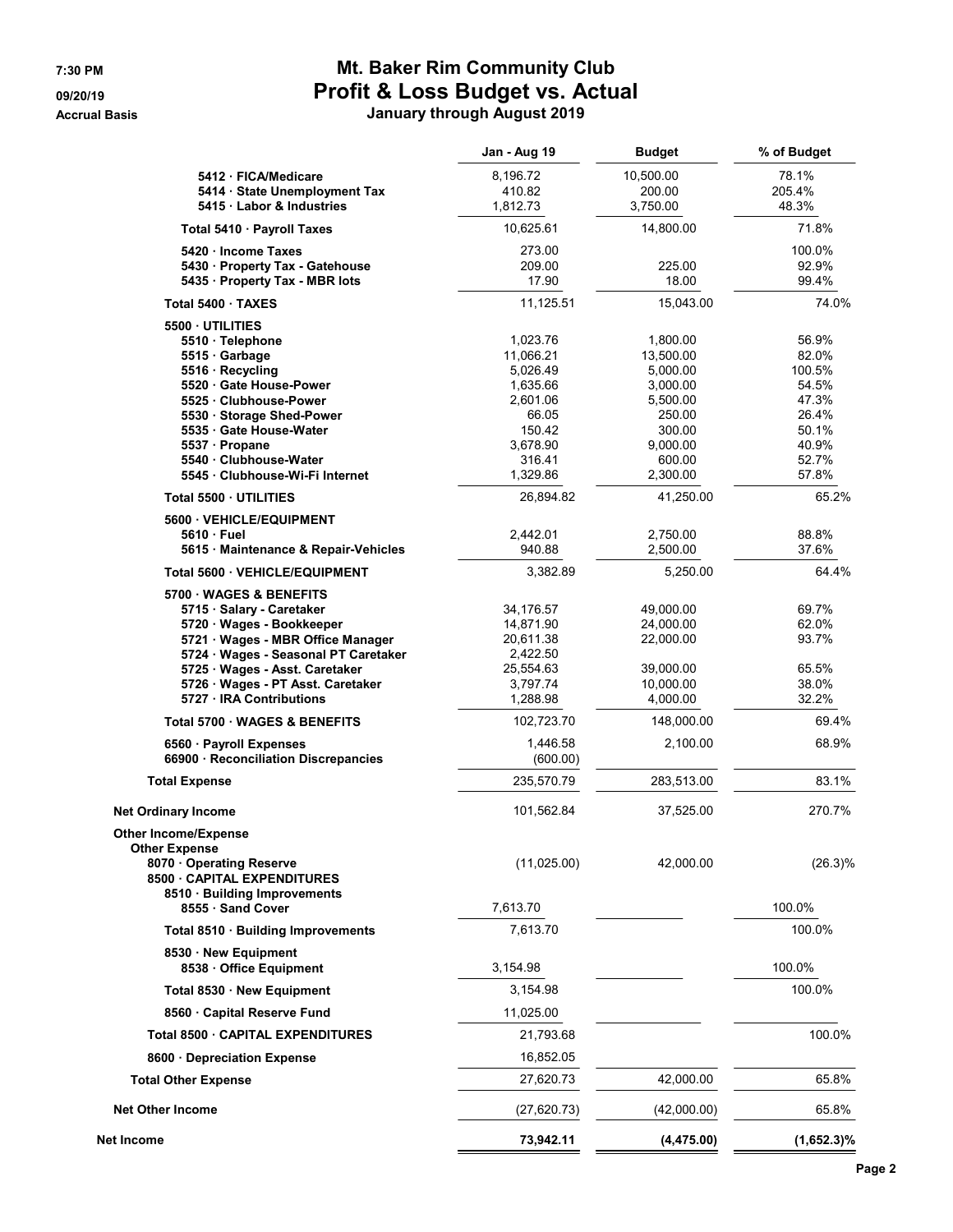# Mt. Baker Rim Community Club

## Profit & Loss Budget vs. Actual

### January through August 2019

Accrual Basis

| | Jan - Aug 19 | Budget | % of Budget |
|---|---|---|---|
| 5412 · FICA/Medicare | 8,196.72 | 10,500.00 | 78.1% |
| 5414 · State Unemployment Tax | 410.82 | 200.00 | 205.4% |
| 5415 · Labor & Industries | 1,812.73 | 3,750.00 | 48.3% |
| **Total 5410 · Payroll Taxes** | 10,625.61 | 14,800.00 | 71.8% |
| 5420 · Income Taxes | 273.00 | | 100.0% |
| 5430 · Property Tax - Gatehouse | 209.00 | 225.00 | 92.9% |
| 5435 · Property Tax - MBR lots | 17.90 | 18.00 | 99.4% |
| **Total 5400 · TAXES** | 11,125.51 | 15,043.00 | 74.0% |
| **5500 · UTILITIES** | | | |
| 5510 · Telephone | 1,023.76 | 1,800.00 | 56.9% |
| 5515 · Garbage | 11,066.21 | 13,500.00 | 82.0% |
| 5516 · Recycling | 5,026.49 | 5,000.00 | 100.5% |
| 5520 · Gate House-Power | 1,635.66 | 3,000.00 | 54.5% |
| 5525 · Clubhouse-Power | 2,601.06 | 5,500.00 | 47.3% |
| 5530 · Storage Shed-Power | 66.05 | 250.00 | 26.4% |
| 5535 · Gate House-Water | 150.42 | 300.00 | 50.1% |
| 5537 · Propane | 3,678.90 | 9,000.00 | 40.9% |
| 5540 · Clubhouse-Water | 316.41 | 600.00 | 52.7% |
| 5545 · Clubhouse-Wi-Fi Internet | 1,329.86 | 2,300.00 | 57.8% |
| **Total 5500 · UTILITIES** | 26,894.82 | 41,250.00 | 65.2% |
| **5600 · VEHICLE/EQUIPMENT** | | | |
| 5610 · Fuel | 2,442.01 | 2,750.00 | 88.8% |
| 5615 · Maintenance & Repair-Vehicles | 940.88 | 2,500.00 | 37.6% |
| **Total 5600 · VEHICLE/EQUIPMENT** | 3,382.89 | 5,250.00 | 64.4% |
| **5700 · WAGES & BENEFITS** | | | |
| 5715 · Salary - Caretaker | 34,176.57 | 49,000.00 | 69.7% |
| 5720 · Wages - Bookkeeper | 14,871.90 | 24,000.00 | 62.0% |
| 5721 · Wages - MBR Office Manager | 20,611.38 | 22,000.00 | 93.7% |
| 5724 · Wages - Seasonal PT Caretaker | 2,422.50 | | |
| 5725 · Wages - Asst. Caretaker | 25,554.63 | 39,000.00 | 65.5% |
| 5726 · Wages - PT Asst. Caretaker | 3,797.74 | 10,000.00 | 38.0% |
| 5727 · IRA Contributions | 1,288.98 | 4,000.00 | 32.2% |
| **Total 5700 · WAGES & BENEFITS** | 102,723.70 | 148,000.00 | 69.4% |
| 6560 · Payroll Expenses | 1,446.58 | 2,100.00 | 68.9% |
| 66900 · Reconciliation Discrepancies | (600.00) | | |
| **Total Expense** | 235,570.79 | 283,513.00 | 83.1% |
| **Net Ordinary Income** | 101,562.84 | 37,525.00 | 270.7% |
| **Other Income/Expense** | | | |
| **Other Expense** | | | |
| 8070 · Operating Reserve | (11,025.00) | 42,000.00 | (26.3)% |
| 8500 · CAPITAL EXPENDITURES | | | |
| 8510 · Building Improvements | | | |
| 8555 · Sand Cover | 7,613.70 | | 100.0% |
| **Total 8510 · Building Improvements** | 7,613.70 | | 100.0% |
| 8530 · New Equipment | | | |
| 8538 · Office Equipment | 3,154.98 | | 100.0% |
| **Total 8530 · New Equipment** | 3,154.98 | | 100.0% |
| 8560 · Capital Reserve Fund | 11,025.00 | | |
| **Total 8500 · CAPITAL EXPENDITURES** | 21,793.68 | | 100.0% |
| 8600 · Depreciation Expense | 16,852.05 | | |
| **Total Other Expense** | 27,620.73 | 42,000.00 | 65.8% |
| **Net Other Income** | (27,620.73) | (42,000.00) | 65.8% |
| **Net Income** | **73,942.11** | **(4,475.00)** | **(1,652.3)%** |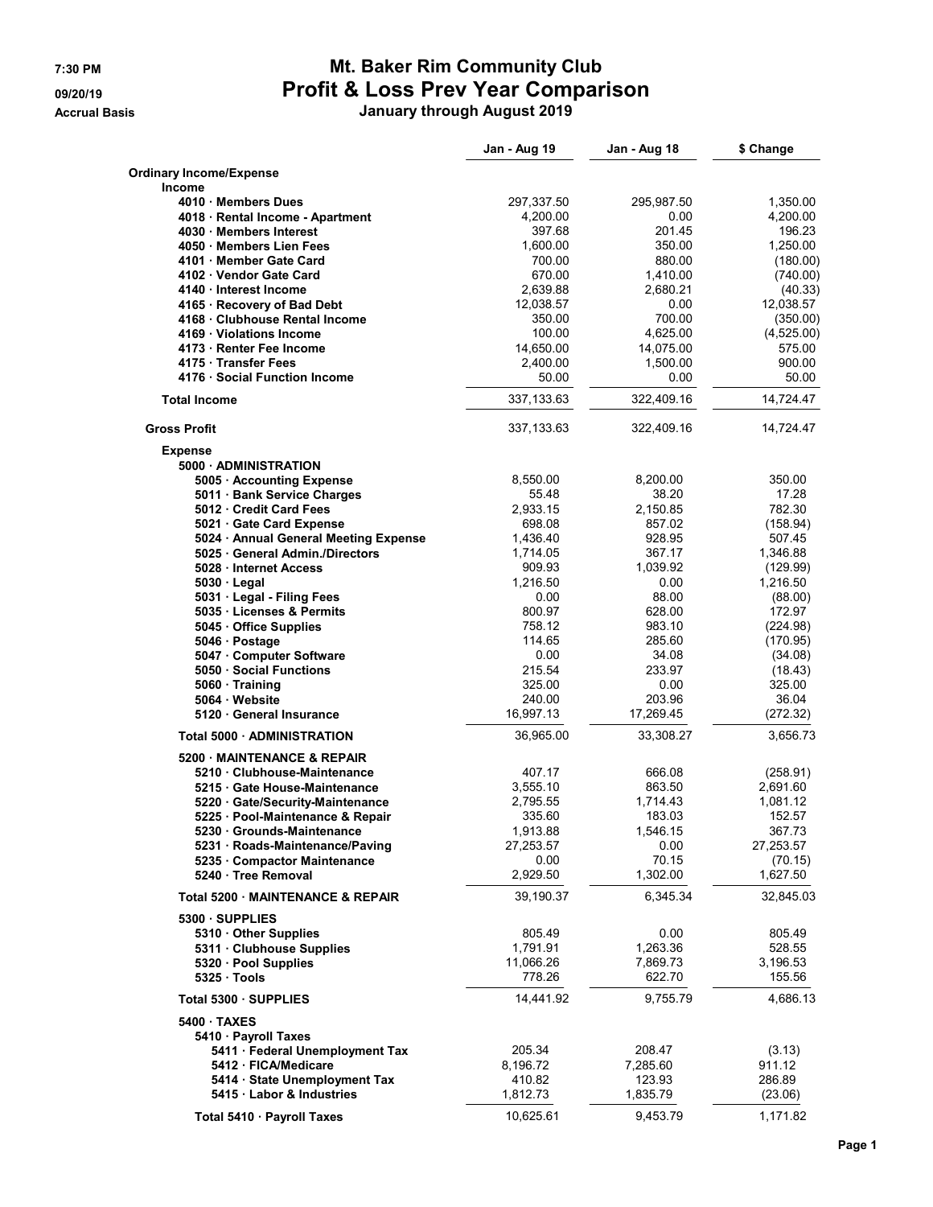# Mt. Baker Rim Community Club

## Profit & Loss Prev Year Comparison

**January through August 2019**

7:30 PM
09/20/19
Accrual Basis

| | Jan - Aug 19 | Jan - Aug 18 | $ Change |
|---|---|---|---|
| **Ordinary Income/Expense** | | | |
| **Income** | | | |
| 4010 · Members Dues | 297,337.50 | 295,987.50 | 1,350.00 |
| 4018 · Rental Income - Apartment | 4,200.00 | 0.00 | 4,200.00 |
| 4030 · Members Interest | 397.68 | 201.45 | 196.23 |
| 4050 · Members Lien Fees | 1,600.00 | 350.00 | 1,250.00 |
| 4101 · Member Gate Card | 700.00 | 880.00 | (180.00) |
| 4102 · Vendor Gate Card | 670.00 | 1,410.00 | (740.00) |
| 4140 · Interest Income | 2,639.88 | 2,680.21 | (40.33) |
| 4165 · Recovery of Bad Debt | 12,038.57 | 0.00 | 12,038.57 |
| 4168 · Clubhouse Rental Income | 350.00 | 700.00 | (350.00) |
| 4169 · Violations Income | 100.00 | 4,625.00 | (4,525.00) |
| 4173 · Renter Fee Income | 14,650.00 | 14,075.00 | 575.00 |
| 4175 · Transfer Fees | 2,400.00 | 1,500.00 | 900.00 |
| 4176 · Social Function Income | 50.00 | 0.00 | 50.00 |
| **Total Income** | 337,133.63 | 322,409.16 | 14,724.47 |
| **Gross Profit** | 337,133.63 | 322,409.16 | 14,724.47 |
| **Expense** | | | |
| **5000 · ADMINISTRATION** | | | |
| 5005 · Accounting Expense | 8,550.00 | 8,200.00 | 350.00 |
| 5011 · Bank Service Charges | 55.48 | 38.20 | 17.28 |
| 5012 · Credit Card Fees | 2,933.15 | 2,150.85 | 782.30 |
| 5021 · Gate Card Expense | 698.08 | 857.02 | (158.94) |
| 5024 · Annual General Meeting Expense | 1,436.40 | 928.95 | 507.45 |
| 5025 · General Admin./Directors | 1,714.05 | 367.17 | 1,346.88 |
| 5028 · Internet Access | 909.93 | 1,039.92 | (129.99) |
| 5030 · Legal | 1,216.50 | 0.00 | 1,216.50 |
| 5031 · Legal - Filing Fees | 0.00 | 88.00 | (88.00) |
| 5035 · Licenses & Permits | 800.97 | 628.00 | 172.97 |
| 5045 · Office Supplies | 758.12 | 983.10 | (224.98) |
| 5046 · Postage | 114.65 | 285.60 | (170.95) |
| 5047 · Computer Software | 0.00 | 34.08 | (34.08) |
| 5050 · Social Functions | 215.54 | 233.97 | (18.43) |
| 5060 · Training | 325.00 | 0.00 | 325.00 |
| 5064 · Website | 240.00 | 203.96 | 36.04 |
| 5120 · General Insurance | 16,997.13 | 17,269.45 | (272.32) |
| **Total 5000 · ADMINISTRATION** | 36,965.00 | 33,308.27 | 3,656.73 |
| **5200 · MAINTENANCE & REPAIR** | | | |
| 5210 · Clubhouse-Maintenance | 407.17 | 666.08 | (258.91) |
| 5215 · Gate House-Maintenance | 3,555.10 | 863.50 | 2,691.60 |
| 5220 · Gate/Security-Maintenance | 2,795.55 | 1,714.43 | 1,081.12 |
| 5225 · Pool-Maintenance & Repair | 335.60 | 183.03 | 152.57 |
| 5230 · Grounds-Maintenance | 1,913.88 | 1,546.15 | 367.73 |
| 5231 · Roads-Maintenance/Paving | 27,253.57 | 0.00 | 27,253.57 |
| 5235 · Compactor Maintenance | 0.00 | 70.15 | (70.15) |
| 5240 · Tree Removal | 2,929.50 | 1,302.00 | 1,627.50 |
| **Total 5200 · MAINTENANCE & REPAIR** | 39,190.37 | 6,345.34 | 32,845.03 |
| **5300 · SUPPLIES** | | | |
| 5310 · Other Supplies | 805.49 | 0.00 | 805.49 |
| 5311 · Clubhouse Supplies | 1,791.91 | 1,263.36 | 528.55 |
| 5320 · Pool Supplies | 11,066.26 | 7,869.73 | 3,196.53 |
| 5325 · Tools | 778.26 | 622.70 | 155.56 |
| **Total 5300 · SUPPLIES** | 14,441.92 | 9,755.79 | 4,686.13 |
| **5400 · TAXES** | | | |
| 5410 · Payroll Taxes | | | |
| 5411 · Federal Unemployment Tax | 205.34 | 208.47 | (3.13) |
| 5412 · FICA/Medicare | 8,196.72 | 7,285.60 | 911.12 |
| 5414 · State Unemployment Tax | 410.82 | 123.93 | 286.89 |
| 5415 · Labor & Industries | 1,812.73 | 1,835.79 | (23.06) |
| **Total 5410 · Payroll Taxes** | 10,625.61 | 9,453.79 | 1,171.82 |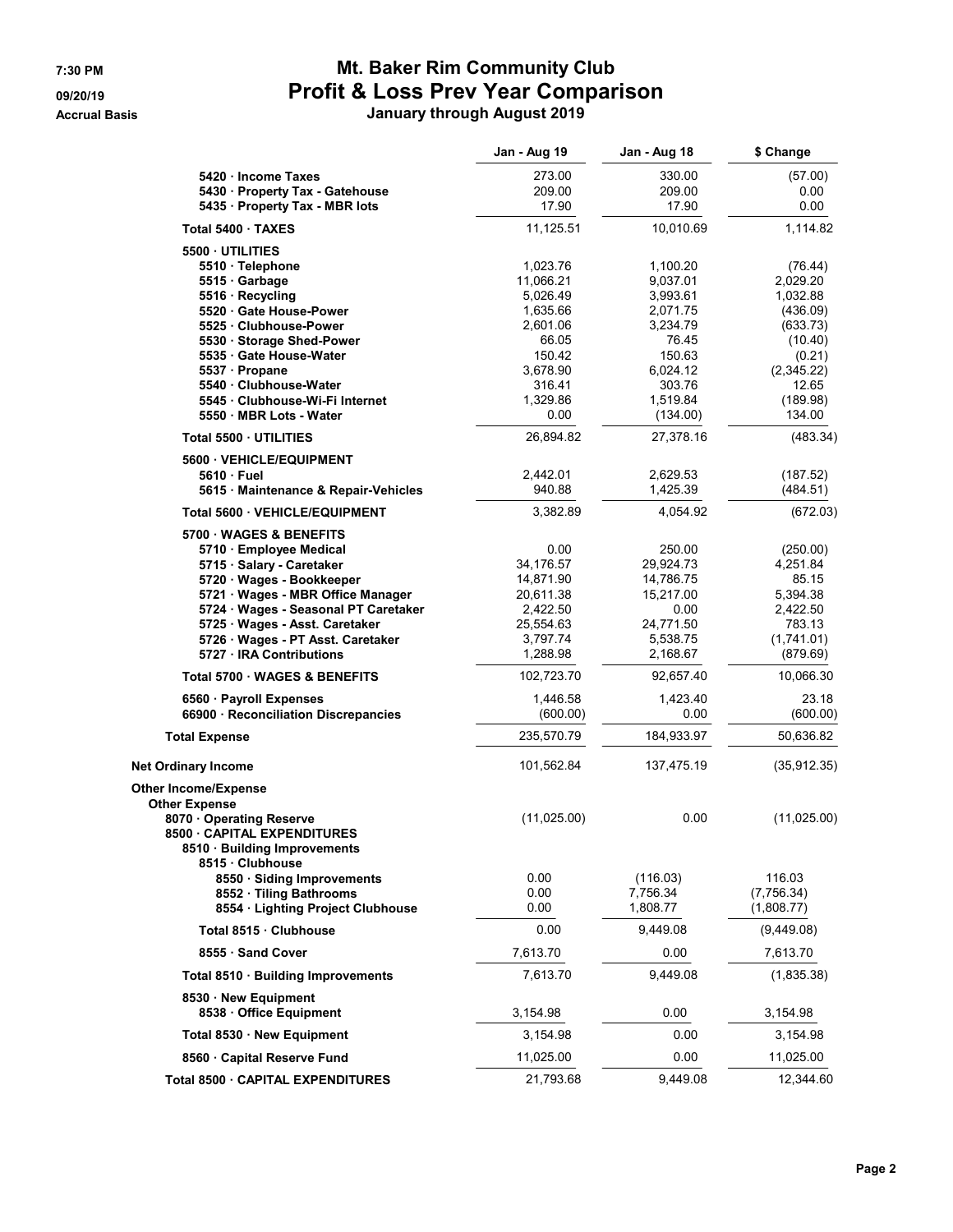# Mt. Baker Rim Community Club
## Profit & Loss Prev Year Comparison
### January through August 2019

7:30 PM
09/20/19
Accrual Basis

| | Jan - Aug 19 | Jan - Aug 18 | $ Change |
|---|---|---|---|
| 5420 · Income Taxes | 273.00 | 330.00 | (57.00) |
| 5430 · Property Tax - Gatehouse | 209.00 | 209.00 | 0.00 |
| 5435 · Property Tax - MBR lots | 17.90 | 17.90 | 0.00 |
| **Total 5400 · TAXES** | 11,125.51 | 10,010.69 | 1,114.82 |
| **5500 · UTILITIES** | | | |
| 5510 · Telephone | 1,023.76 | 1,100.20 | (76.44) |
| 5515 · Garbage | 11,066.21 | 9,037.01 | 2,029.20 |
| 5516 · Recycling | 5,026.49 | 3,993.61 | 1,032.88 |
| 5520 · Gate House-Power | 1,635.66 | 2,071.75 | (436.09) |
| 5525 · Clubhouse-Power | 2,601.06 | 3,234.79 | (633.73) |
| 5530 · Storage Shed-Power | 66.05 | 76.45 | (10.40) |
| 5535 · Gate House-Water | 150.42 | 150.63 | (0.21) |
| 5537 · Propane | 3,678.90 | 6,024.12 | (2,345.22) |
| 5540 · Clubhouse-Water | 316.41 | 303.76 | 12.65 |
| 5545 · Clubhouse-Wi-Fi Internet | 1,329.86 | 1,519.84 | (189.98) |
| 5550 · MBR Lots - Water | 0.00 | (134.00) | 134.00 |
| **Total 5500 · UTILITIES** | 26,894.82 | 27,378.16 | (483.34) |
| **5600 · VEHICLE/EQUIPMENT** | | | |
| 5610 · Fuel | 2,442.01 | 2,629.53 | (187.52) |
| 5615 · Maintenance & Repair-Vehicles | 940.88 | 1,425.39 | (484.51) |
| **Total 5600 · VEHICLE/EQUIPMENT** | 3,382.89 | 4,054.92 | (672.03) |
| **5700 · WAGES & BENEFITS** | | | |
| 5710 · Employee Medical | 0.00 | 250.00 | (250.00) |
| 5715 · Salary - Caretaker | 34,176.57 | 29,924.73 | 4,251.84 |
| 5720 · Wages - Bookkeeper | 14,871.90 | 14,786.75 | 85.15 |
| 5721 · Wages - MBR Office Manager | 20,611.38 | 15,217.00 | 5,394.38 |
| 5724 · Wages - Seasonal PT Caretaker | 2,422.50 | 0.00 | 2,422.50 |
| 5725 · Wages - Asst. Caretaker | 25,554.63 | 24,771.50 | 783.13 |
| 5726 · Wages - PT Asst. Caretaker | 3,797.74 | 5,538.75 | (1,741.01) |
| 5727 · IRA Contributions | 1,288.98 | 2,168.67 | (879.69) |
| **Total 5700 · WAGES & BENEFITS** | 102,723.70 | 92,657.40 | 10,066.30 |
| 6560 · Payroll Expenses | 1,446.58 | 1,423.40 | 23.18 |
| 66900 · Reconciliation Discrepancies | (600.00) | 0.00 | (600.00) |
| **Total Expense** | 235,570.79 | 184,933.97 | 50,636.82 |
| **Net Ordinary Income** | 101,562.84 | 137,475.19 | (35,912.35) |
| **Other Income/Expense** | | | |
| **Other Expense** | | | |
| 8070 · Operating Reserve | (11,025.00) | 0.00 | (11,025.00) |
| 8500 · CAPITAL EXPENDITURES | | | |
| 8510 · Building Improvements | | | |
| 8515 · Clubhouse | | | |
| 8550 · Siding Improvements | 0.00 | (116.03) | 116.03 |
| 8552 · Tiling Bathrooms | 0.00 | 7,756.34 | (7,756.34) |
| 8554 · Lighting Project Clubhouse | 0.00 | 1,808.77 | (1,808.77) |
| **Total 8515 · Clubhouse** | 0.00 | 9,449.08 | (9,449.08) |
| 8555 · Sand Cover | 7,613.70 | 0.00 | 7,613.70 |
| **Total 8510 · Building Improvements** | 7,613.70 | 9,449.08 | (1,835.38) |
| 8530 · New Equipment | | | |
| 8538 · Office Equipment | 3,154.98 | 0.00 | 3,154.98 |
| **Total 8530 · New Equipment** | 3,154.98 | 0.00 | 3,154.98 |
| 8560 · Capital Reserve Fund | 11,025.00 | 0.00 | 11,025.00 |
| **Total 8500 · CAPITAL EXPENDITURES** | 21,793.68 | 9,449.08 | 12,344.60 |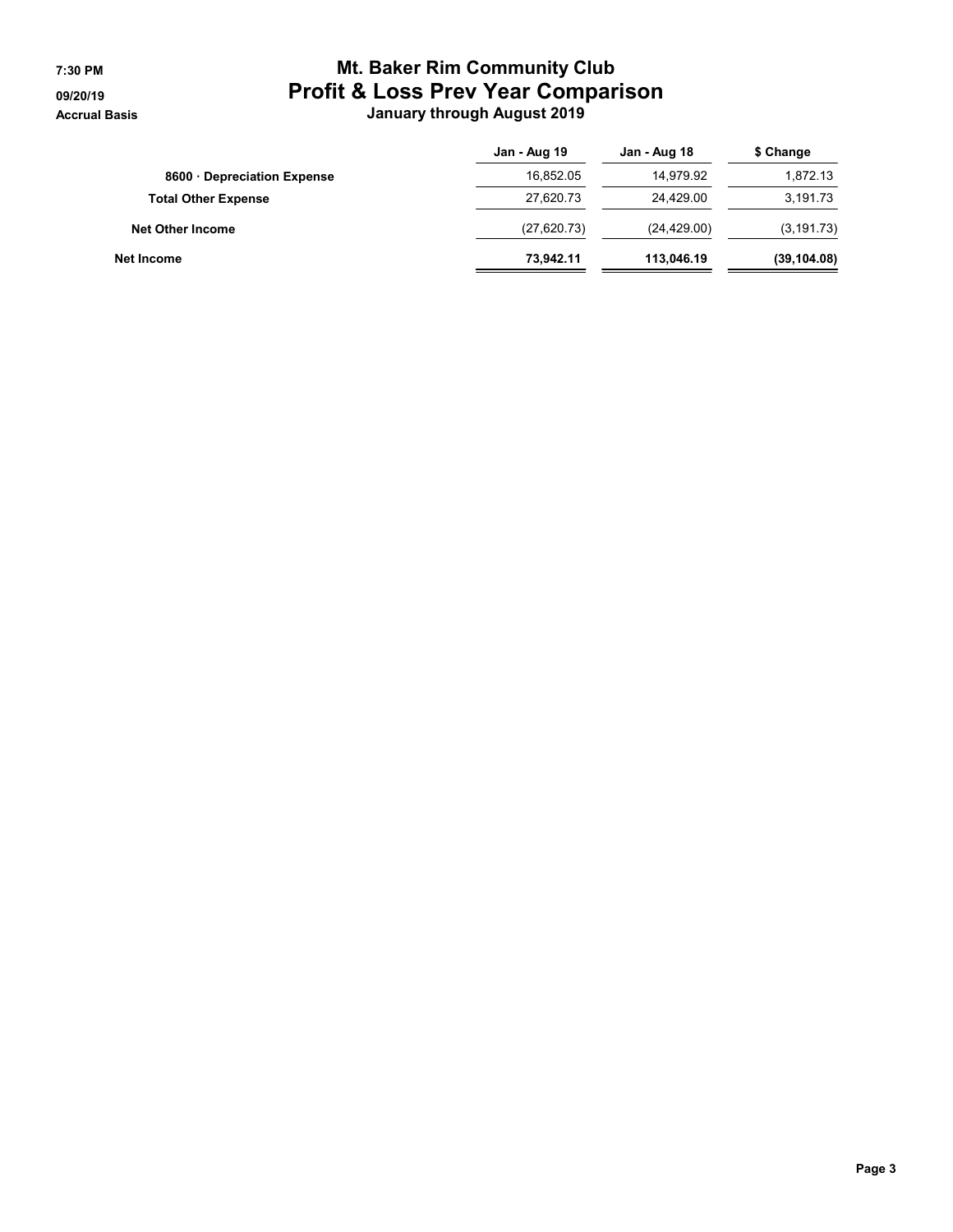# Mt. Baker Rim Community Club
## Profit & Loss Prev Year Comparison
### January through August 2019

7:30 PM
09/20/19
Accrual Basis

| | Jan - Aug 19 | Jan - Aug 18 | $ Change |
|---|---|---|---|
| 8600 · Depreciation Expense | 16,852.05 | 14,979.92 | 1,872.13 |
| **Total Other Expense** | 27,620.73 | 24,429.00 | 3,191.73 |
| **Net Other Income** | (27,620.73) | (24,429.00) | (3,191.73) |
| **Net Income** | **73,942.11** | **113,046.19** | **(39,104.08)** |